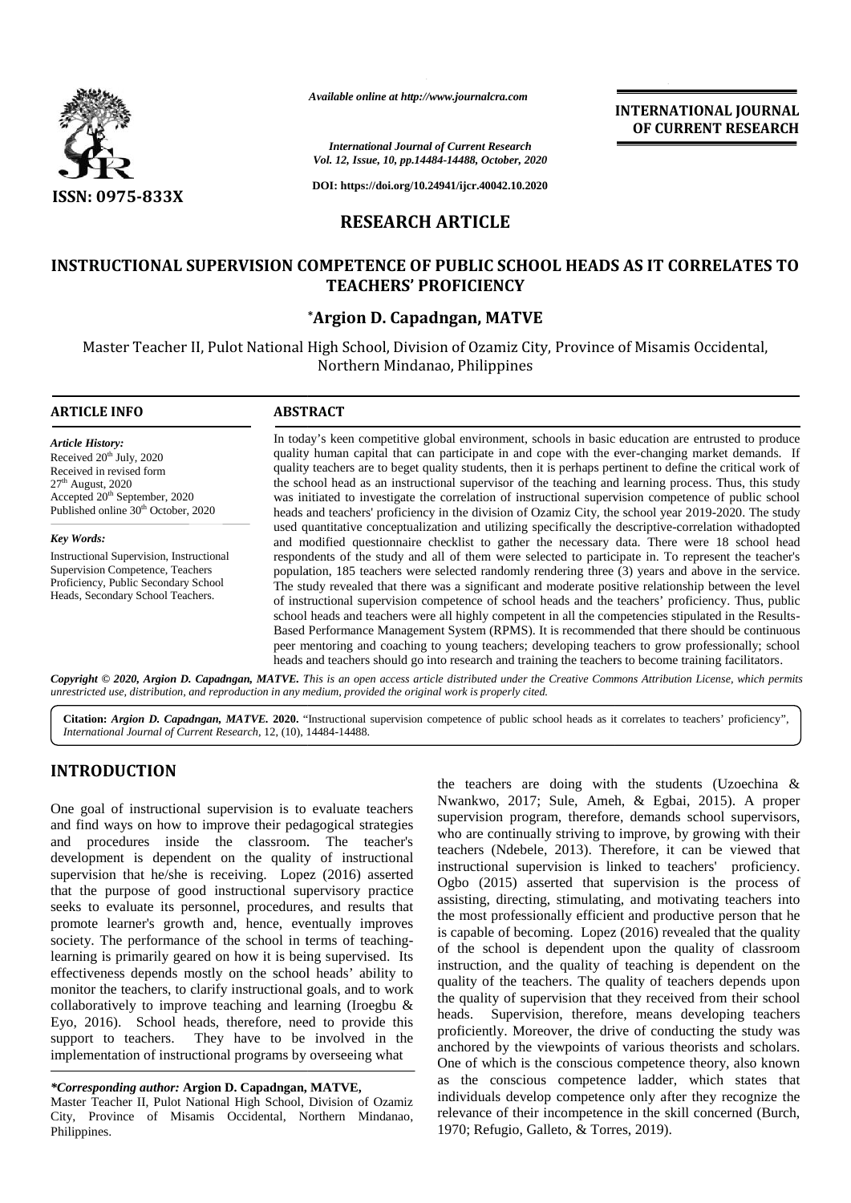# RESEARCH ARTICLE

# INSTRUCTIONAL SUPERVISION COMPETENCE OF PUBLIC SCHOOL HEADS AS IT CORRELATES TO TEACHERS' PROFICIENCY

**\*Argion D. Capadngan, MATVE**

Master Teacher II, Pulot National High School, Division of Ozamiz City, Province of Misamis Occidental, Northern Mindanao, Philippines

## ARTICLE INFO

*Article History:*
Received 20th July, 2020
Received in revised form 27th August, 2020
Accepted 20th September, 2020
Published online 30th October, 2020

*Key Words:*
Instructional Supervision, Instructional Supervision Competence, Teachers Proficiency, Public Secondary School Heads, Secondary School Teachers.

## ABSTRACT

In today's keen competitive global environment, schools in basic education are entrusted to produce quality human capital that can participate in and cope with the ever-changing market demands. If quality teachers are to beget quality students, then it is perhaps pertinent to define the critical work of the school head as an instructional supervisor of the teaching and learning process. Thus, this study was initiated to investigate the correlation of instructional supervision competence of public school heads and teachers' proficiency in the division of Ozamiz City, the school year 2019-2020. The study used quantitative conceptualization and utilizing specifically the descriptive-correlation withadopted and modified questionnaire checklist to gather the necessary data. There were 18 school head respondents of the study and all of them were selected to participate in. To represent the teacher's population, 185 teachers were selected randomly rendering three (3) years and above in the service. The study revealed that there was a significant and moderate positive relationship between the level of instructional supervision competence of school heads and the teachers' proficiency. Thus, public school heads and teachers were all highly competent in all the competencies stipulated in the Results-Based Performance Management System (RPMS). It is recommended that there should be continuous peer mentoring and coaching to young teachers; developing teachers to grow professionally; school heads and teachers should go into research and training the teachers to become training facilitators.

*Copyright © 2020, Argion D. Capadngan, MATVE. This is an open access article distributed under the Creative Commons Attribution License, which permits unrestricted use, distribution, and reproduction in any medium, provided the original work is properly cited.*

**Citation:** *Argion D. Capadngan, MATVE.* **2020.** "Instructional supervision competence of public school heads as it correlates to teachers' proficiency", *International Journal of Current Research*, 12, (10), 14484-14488.

## INTRODUCTION

One goal of instructional supervision is to evaluate teachers and find ways on how to improve their pedagogical strategies and procedures inside the classroom. The teacher's development is dependent on the quality of instructional supervision that he/she is receiving. Lopez (2016) asserted that the purpose of good instructional supervisory practice seeks to evaluate its personnel, procedures, and results that promote learner's growth and, hence, eventually improves society. The performance of the school in terms of teaching-learning is primarily geared on how it is being supervised. Its effectiveness depends mostly on the school heads' ability to monitor the teachers, to clarify instructional goals, and to work collaboratively to improve teaching and learning (Iroegbu & Eyo, 2016). School heads, therefore, need to provide this support to teachers. They have to be involved in the implementation of instructional programs by overseeing what the teachers are doing with the students (Uzoechina & Nwankwo, 2017; Sule, Ameh, & Egbai, 2015). A proper supervision program, therefore, demands school supervisors, who are continually striving to improve, by growing with their teachers (Ndebele, 2013). Therefore, it can be viewed that instructional supervision is linked to teachers' proficiency. Ogbo (2015) asserted that supervision is the process of assisting, directing, stimulating, and motivating teachers into the most professionally efficient and productive person that he is capable of becoming. Lopez (2016) revealed that the quality of the school is dependent upon the quality of classroom instruction, and the quality of teaching is dependent on the quality of the teachers. The quality of teachers depends upon the quality of supervision that they received from their school heads. Supervision, therefore, means developing teachers proficiently. Moreover, the drive of conducting the study was anchored by the viewpoints of various theorists and scholars. One of which is the conscious competence theory, also known as the conscious competence ladder, which states that individuals develop competence only after they recognize the relevance of their incompetence in the skill concerned (Burch, 1970; Refugio, Galleto, & Torres, 2019).

***Corresponding author:*** **Argion D. Capadngan, MATVE,**
Master Teacher II, Pulot National High School, Division of Ozamiz City, Province of Misamis Occidental, Northern Mindanao, Philippines.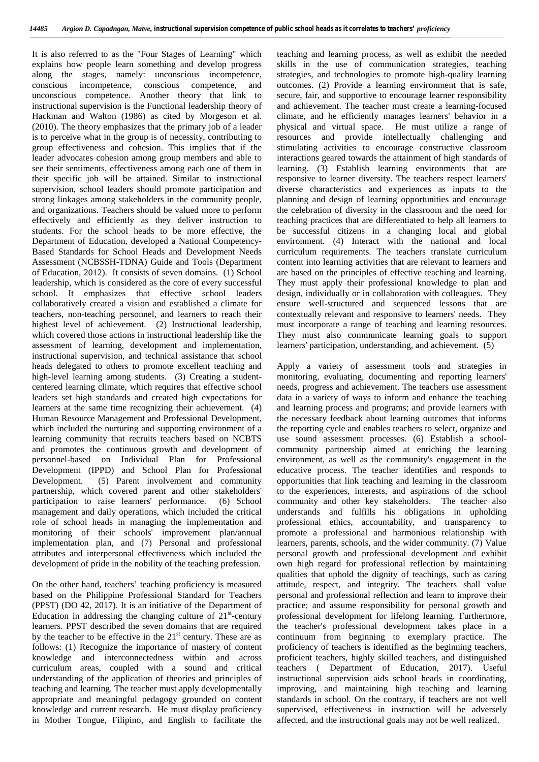It is also referred to as the "Four Stages of Learning" which explains how people learn something and develop progress along the stages, namely: unconscious incompetence, conscious incompetence, conscious competence, and unconscious competence. Another theory that link to instructional supervision is the Functional leadership theory of Hackman and Walton (1986) as cited by Morgeson et al. (2010). The theory emphasizes that the primary job of a leader is to perceive what in the group is of necessity, contributing to group effectiveness and cohesion. This implies that if the leader advocates cohesion among group members and able to see their sentiments, effectiveness among each one of them in their specific job will be attained. Similar to instructional supervision, school leaders should promote participation and strong linkages among stakeholders in the community people, and organizations. Teachers should be valued more to perform effectively and efficiently as they deliver instruction to students. For the school heads to be more effective, the Department of Education, developed a National Competency-Based Standards for School Heads and Development Needs Assessment (NCBSSH-TDNA) Guide and Tools (Department of Education, 2012). It consists of seven domains. (1) School leadership, which is considered as the core of every successful school. It emphasizes that effective school leaders collaboratively created a vision and established a climate for teachers, non-teaching personnel, and learners to reach their highest level of achievement. (2) Instructional leadership, which covered those actions in instructional leadership like the assessment of learning, development and implementation, instructional supervision, and technical assistance that school heads delegated to others to promote excellent teaching and high-level learning among students. (3) Creating a student-centered learning climate, which requires that effective school leaders set high standards and created high expectations for learners at the same time recognizing their achievement. (4) Human Resource Management and Professional Development, which included the nurturing and supporting environment of a learning community that recruits teachers based on NCBTS and promotes the continuous growth and development of personnel-based on Individual Plan for Professional Development (IPPD) and School Plan for Professional Development. (5) Parent involvement and community partnership, which covered parent and other stakeholders' participation to raise learners' performance. (6) School management and daily operations, which included the critical role of school heads in managing the implementation and monitoring of their schools' improvement plan/annual implementation plan, and (7) Personal and professional attributes and interpersonal effectiveness which included the development of pride in the nobility of the teaching profession.

On the other hand, teachers' teaching proficiency is measured based on the Philippine Professional Standard for Teachers (PPST) (DO 42, 2017). It is an initiative of the Department of Education in addressing the changing culture of 21st-century learners. PPST described the seven domains that are required by the teacher to be effective in the 21st century. These are as follows: (1) Recognize the importance of mastery of content knowledge and interconnectedness within and across curriculum areas, coupled with a sound and critical understanding of the application of theories and principles of teaching and learning. The teacher must apply developmentally appropriate and meaningful pedagogy grounded on content knowledge and current research. He must display proficiency in Mother Tongue, Filipino, and English to facilitate the teaching and learning process, as well as exhibit the needed skills in the use of communication strategies, teaching strategies, and technologies to promote high-quality learning outcomes. (2) Provide a learning environment that is safe, secure, fair, and supportive to encourage learner responsibility and achievement. The teacher must create a learning-focused climate, and he efficiently manages learners' behavior in a physical and virtual space. He must utilize a range of resources and provide intellectually challenging and stimulating activities to encourage constructive classroom interactions geared towards the attainment of high standards of learning. (3) Establish learning environments that are responsive to learner diversity. The teachers respect learners' diverse characteristics and experiences as inputs to the planning and design of learning opportunities and encourage the celebration of diversity in the classroom and the need for teaching practices that are differentiated to help all learners to be successful citizens in a changing local and global environment. (4) Interact with the national and local curriculum requirements. The teachers translate curriculum content into learning activities that are relevant to learners and are based on the principles of effective teaching and learning. They must apply their professional knowledge to plan and design, individually or in collaboration with colleagues. They ensure well-structured and sequenced lessons that are contextually relevant and responsive to learners' needs. They must incorporate a range of teaching and learning resources. They must also communicate learning goals to support learners' participation, understanding, and achievement. (5)

Apply a variety of assessment tools and strategies in monitoring, evaluating, documenting and reporting learners' needs, progress and achievement. The teachers use assessment data in a variety of ways to inform and enhance the teaching and learning process and programs; and provide learners with the necessary feedback about learning outcomes that informs the reporting cycle and enables teachers to select, organize and use sound assessment processes. (6) Establish a school-community partnership aimed at enriching the learning environment, as well as the community's engagement in the educative process. The teacher identifies and responds to opportunities that link teaching and learning in the classroom to the experiences, interests, and aspirations of the school community and other key stakeholders. The teacher also understands and fulfills his obligations in upholding professional ethics, accountability, and transparency to promote a professional and harmonious relationship with learners, parents, schools, and the wider community. (7) Value personal growth and professional development and exhibit own high regard for professional reflection by maintaining qualities that uphold the dignity of teachings, such as caring attitude, respect, and integrity. The teachers shall value personal and professional reflection and learn to improve their practice; and assume responsibility for personal growth and professional development for lifelong learning. Furthermore, the teacher's professional development takes place in a continuum from beginning to exemplary practice. The proficiency of teachers is identified as the beginning teachers, proficient teachers, highly skilled teachers, and distinguished teachers ( Department of Education, 2017). Useful instructional supervision aids school heads in coordinating, improving, and maintaining high teaching and learning standards in school. On the contrary, if teachers are not well supervised, effectiveness in instruction will be adversely affected, and the instructional goals may not be well realized.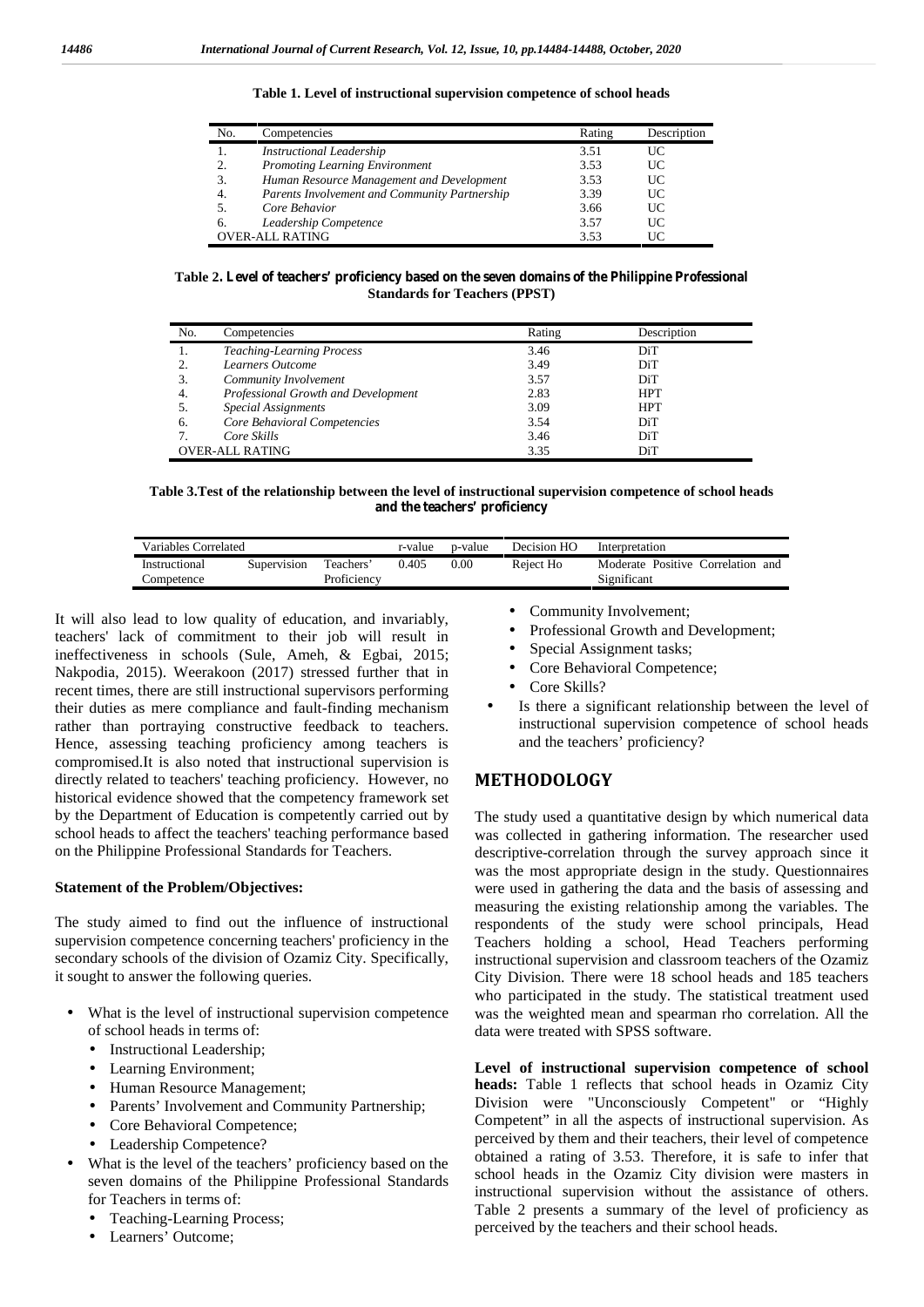**Table 1. Level of instructional supervision competence of school heads**

| No. | Competencies | Rating | Description |
|---|---|---|---|
| 1. | *Instructional Leadership* | 3.51 | UC |
| 2. | *Promoting Learning Environment* | 3.53 | UC |
| 3. | *Human Resource Management and Development* | 3.53 | UC |
| 4. | *Parents Involvement and Community Partnership* | 3.39 | UC |
| 5. | *Core Behavior* | 3.66 | UC |
| 6. | *Leadership Competence* | 3.57 | UC |
| OVER-ALL RATING | | 3.53 | UC |

**Table 2. Level of teachers' proficiency based on the seven domains of the Philippine Professional Standards for Teachers (PPST)**

| No. | Competencies | Rating | Description |
|---|---|---|---|
| 1. | *Teaching-Learning Process* | 3.46 | DiT |
| 2. | *Learners Outcome* | 3.49 | DiT |
| 3. | *Community Involvement* | 3.57 | DiT |
| 4. | *Professional Growth and Development* | 2.83 | HPT |
| 5. | *Special Assignments* | 3.09 | HPT |
| 6. | *Core Behavioral Competencies* | 3.54 | DiT |
| 7. | *Core Skills* | 3.46 | DiT |
| OVER-ALL RATING | | 3.35 | DiT |

**Table 3. Test of the relationship between the level of instructional supervision competence of school heads and the teachers' proficiency**

| Variables Correlated | | | r-value | p-value | Decision HO | Interpretation |
|---|---|---|---|---|---|---|
| Instructional Competence | Supervision | Teachers' Proficiency | 0.405 | 0.00 | Reject Ho | Moderate Positive Correlation and Significant |

It will also lead to low quality of education, and invariably, teachers' lack of commitment to their job will result in ineffectiveness in schools (Sule, Ameh, & Egbai, 2015; Nakpodia, 2015). Weerakoon (2017) stressed further that in recent times, there are still instructional supervisors performing their duties as mere compliance and fault-finding mechanism rather than portraying constructive feedback to teachers. Hence, assessing teaching proficiency among teachers is compromised.It is also noted that instructional supervision is directly related to teachers' teaching proficiency. However, no historical evidence showed that the competency framework set by the Department of Education is competently carried out by school heads to affect the teachers' teaching performance based on the Philippine Professional Standards for Teachers.

**Statement of the Problem/Objectives:**

The study aimed to find out the influence of instructional supervision competence concerning teachers' proficiency in the secondary schools of the division of Ozamiz City. Specifically, it sought to answer the following queries.

- What is the level of instructional supervision competence of school heads in terms of:
  - Instructional Leadership;
  - Learning Environment;
  - Human Resource Management;
  - Parents' Involvement and Community Partnership;
  - Core Behavioral Competence;
  - Leadership Competence?
- What is the level of the teachers' proficiency based on the seven domains of the Philippine Professional Standards for Teachers in terms of:
  - Teaching-Learning Process;
  - Learners' Outcome;
  - Community Involvement;
  - Professional Growth and Development;
  - Special Assignment tasks;
  - Core Behavioral Competence;
  - Core Skills?
- Is there a significant relationship between the level of instructional supervision competence of school heads and the teachers' proficiency?

## METHODOLOGY

The study used a quantitative design by which numerical data was collected in gathering information. The researcher used descriptive-correlation through the survey approach since it was the most appropriate design in the study. Questionnaires were used in gathering the data and the basis of assessing and measuring the existing relationship among the variables. The respondents of the study were school principals, Head Teachers holding a school, Head Teachers performing instructional supervision and classroom teachers of the Ozamiz City Division. There were 18 school heads and 185 teachers who participated in the study. The statistical treatment used was the weighted mean and spearman rho correlation. All the data were treated with SPSS software.

**Level of instructional supervision competence of school heads:** Table 1 reflects that school heads in Ozamiz City Division were "Unconsciously Competent" or "Highly Competent" in all the aspects of instructional supervision. As perceived by them and their teachers, their level of competence obtained a rating of 3.53. Therefore, it is safe to infer that school heads in the Ozamiz City division were masters in instructional supervision without the assistance of others. Table 2 presents a summary of the level of proficiency as perceived by the teachers and their school heads.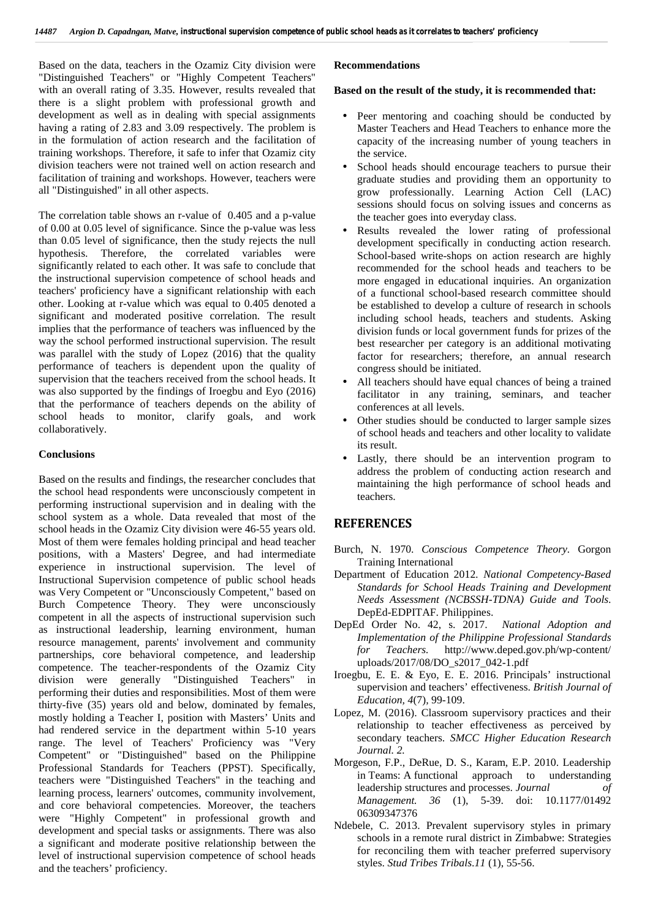Based on the data, teachers in the Ozamiz City division were "Distinguished Teachers" or "Highly Competent Teachers" with an overall rating of 3.35. However, results revealed that there is a slight problem with professional growth and development as well as in dealing with special assignments having a rating of 2.83 and 3.09 respectively. The problem is in the formulation of action research and the facilitation of training workshops. Therefore, it safe to infer that Ozamiz city division teachers were not trained well on action research and facilitation of training and workshops. However, teachers were all "Distinguished" in all other aspects.

The correlation table shows an r-value of 0.405 and a p-value of 0.00 at 0.05 level of significance. Since the p-value was less than 0.05 level of significance, then the study rejects the null hypothesis. Therefore, the correlated variables were significantly related to each other. It was safe to conclude that the instructional supervision competence of school heads and teachers' proficiency have a significant relationship with each other. Looking at r-value which was equal to 0.405 denoted a significant and moderated positive correlation. The result implies that the performance of teachers was influenced by the way the school performed instructional supervision. The result was parallel with the study of Lopez (2016) that the quality performance of teachers is dependent upon the quality of supervision that the teachers received from the school heads. It was also supported by the findings of Iroegbu and Eyo (2016) that the performance of teachers depends on the ability of school heads to monitor, clarify goals, and work collaboratively.

### Conclusions

Based on the results and findings, the researcher concludes that the school head respondents were unconsciously competent in performing instructional supervision and in dealing with the school system as a whole. Data revealed that most of the school heads in the Ozamiz City division were 46-55 years old. Most of them were females holding principal and head teacher positions, with a Masters' Degree, and had intermediate experience in instructional supervision. The level of Instructional Supervision competence of public school heads was Very Competent or "Unconsciously Competent," based on Burch Competence Theory. They were unconsciously competent in all the aspects of instructional supervision such as instructional leadership, learning environment, human resource management, parents' involvement and community partnerships, core behavioral competence, and leadership competence. The teacher-respondents of the Ozamiz City division were generally "Distinguished Teachers" in performing their duties and responsibilities. Most of them were thirty-five (35) years old and below, dominated by females, mostly holding a Teacher I, position with Masters' Units and had rendered service in the department within 5-10 years range. The level of Teachers' Proficiency was "Very Competent" or "Distinguished" based on the Philippine Professional Standards for Teachers (PPST). Specifically, teachers were "Distinguished Teachers" in the teaching and learning process, learners' outcomes, community involvement, and core behavioral competencies. Moreover, the teachers were "Highly Competent" in professional growth and development and special tasks or assignments. There was also a significant and moderate positive relationship between the level of instructional supervision competence of school heads and the teachers' proficiency.

### Recommendations

**Based on the result of the study, it is recommended that:**

- Peer mentoring and coaching should be conducted by Master Teachers and Head Teachers to enhance more the capacity of the increasing number of young teachers in the service.
- School heads should encourage teachers to pursue their graduate studies and providing them an opportunity to grow professionally. Learning Action Cell (LAC) sessions should focus on solving issues and concerns as the teacher goes into everyday class.
- Results revealed the lower rating of professional development specifically in conducting action research. School-based write-shops on action research are highly recommended for the school heads and teachers to be more engaged in educational inquiries. An organization of a functional school-based research committee should be established to develop a culture of research in schools including school heads, teachers and students. Asking division funds or local government funds for prizes of the best researcher per category is an additional motivating factor for researchers; therefore, an annual research congress should be initiated.
- All teachers should have equal chances of being a trained facilitator in any training, seminars, and teacher conferences at all levels.
- Other studies should be conducted to larger sample sizes of school heads and teachers and other locality to validate its result.
- Lastly, there should be an intervention program to address the problem of conducting action research and maintaining the high performance of school heads and teachers.

## REFERENCES

Burch, N. 1970. *Conscious Competence Theory*. Gorgon Training International

Department of Education 2012. *National Competency-Based Standards for School Heads Training and Development Needs Assessment (NCBSSH-TDNA) Guide and Tools*. DepEd-EDPITAF. Philippines.

DepEd Order No. 42, s. 2017. *National Adoption and Implementation of the Philippine Professional Standards for Teachers.* http://www.deped.gov.ph/wp-content/uploads/2017/08/DO_s2017_042-1.pdf

Iroegbu, E. E. & Eyo, E. E. 2016. Principals' instructional supervision and teachers' effectiveness. *British Journal of Education, 4*(7), 99-109.

Lopez, M. (2016). Classroom supervisory practices and their relationship to teacher effectiveness as perceived by secondary teachers. *SMCC Higher Education Research Journal. 2.*

Morgeson, F.P., DeRue, D. S., Karam, E.P. 2010. Leadership in Teams: A functional approach to understanding leadership structures and processes. *Journal of Management. 36* (1), 5-39. doi: 10.1177/0149206309347376

Ndebele, C. 2013. Prevalent supervisory styles in primary schools in a remote rural district in Zimbabwe: Strategies for reconciling them with teacher preferred supervisory styles. *Stud Tribes Tribals.11* (1), 55-56.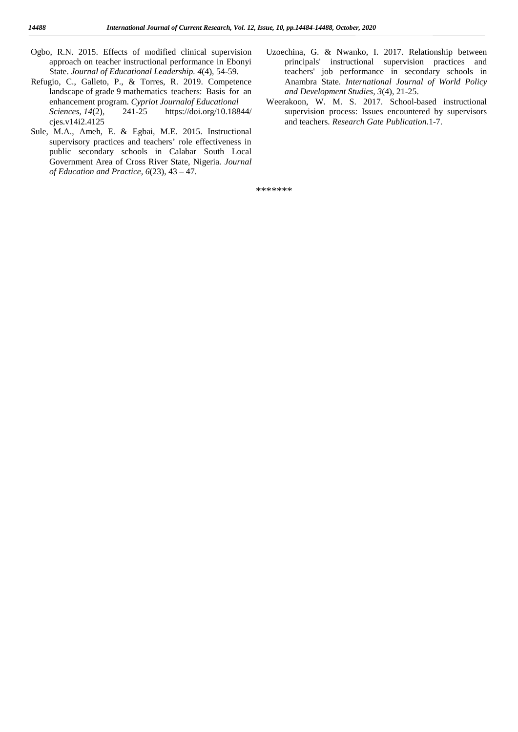Ogbo, R.N. 2015. Effects of modified clinical supervision approach on teacher instructional performance in Ebonyi State. *Journal of Educational Leadership. 4*(4), 54-59.

Refugio, C., Galleto, P., & Torres, R. 2019. Competence landscape of grade 9 mathematics teachers: Basis for an enhancement program. *Cypriot Journalof Educational Sciences*, *14*(2), 241-25 https://doi.org/10.18844/cjes.v14i2.4125

Sule, M.A., Ameh, E. & Egbai, M.E. 2015. Instructional supervisory practices and teachers' role effectiveness in public secondary schools in Calabar South Local Government Area of Cross River State, Nigeria. *Journal of Education and Practice, 6*(23), 43 – 47.

Uzoechina, G. & Nwanko, I. 2017. Relationship between principals' instructional supervision practices and teachers' job performance in secondary schools in Anambra State. *International Journal of World Policy and Development Studies, 3*(4), 21-25.

Weerakoon, W. M. S. 2017. School-based instructional supervision process: Issues encountered by supervisors and teachers. *Research Gate Publication.*1-7.

*******